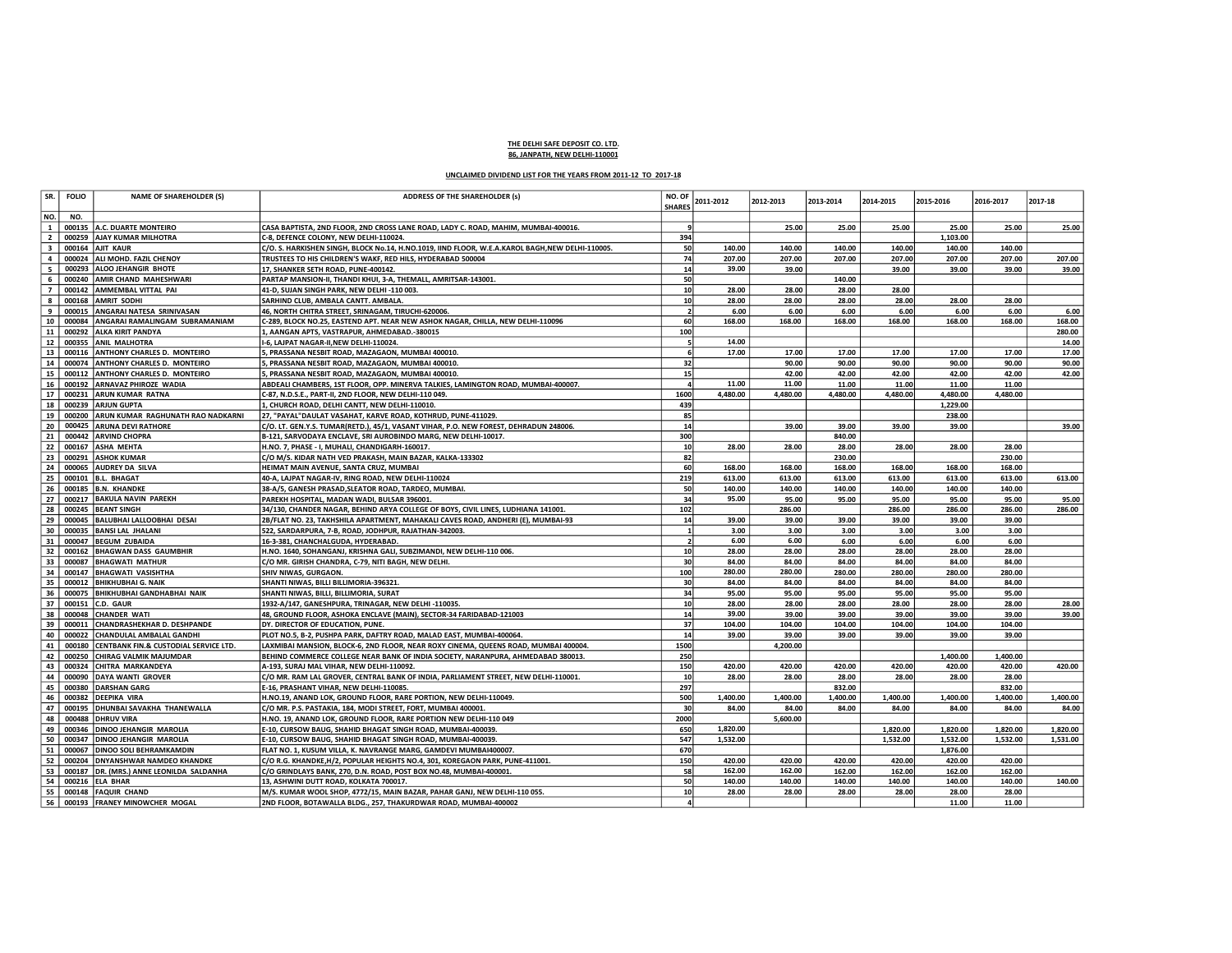**THE DELHI SAFE DEPOSIT CO. LTD.**
**86, JANPATH, NEW DELHI-110001**

**UNCLAIMED DIVIDEND LIST FOR THE YEARS FROM 2011-12 TO 2017-18**

| SR. NO. | FOLIO NO. | NAME OF SHAREHOLDER (S) | ADDRESS OF THE SHAREHOLDER (s) | NO. OF SHARES | 2011-2012 | 2012-2013 | 2013-2014 | 2014-2015 | 2015-2016 | 2016-2017 | 2017-18 |
|---|---|---|---|---|---|---|---|---|---|---|---|
| 1 | 000135 | A.C. DUARTE MONTEIRO | CASA BAPTISTA, 2ND FLOOR, 2ND CROSS LANE ROAD, LADY C. ROAD, MAHIM, MUMBAI-400016. | 9 | | 25.00 | 25.00 | 25.00 | 25.00 | 25.00 | 25.00 |
| 2 | 000259 | AJAY KUMAR MILHOTRA | C-8, DEFENCE COLONY, NEW DELHI-110024. | 394 | | | | | 1,103.00 | | |
| 3 | 000164 | AJIT KAUR | C/O. S. HARKISHEN SINGH, BLOCK No.14, H.NO.1019, IIND FLOOR, W.E.A.KAROL BAGH,NEW DELHI-110005. | 50 | 140.00 | 140.00 | 140.00 | 140.00 | 140.00 | 140.00 | |
| 4 | 000024 | ALI MOHD. FAZIL CHENOY | TRUSTEES TO HIS CHILDREN'S WAKF, RED HILS, HYDERABAD 500004 | 74 | 207.00 | 207.00 | 207.00 | 207.00 | 207.00 | 207.00 | 207.00 |
| 5 | 000293 | ALOO JEHANGIR BHOTE | 17, SHANKER SETH ROAD, PUNE-400142. | 14 | 39.00 | 39.00 | | 39.00 | 39.00 | 39.00 | 39.00 |
| 6 | 000240 | AMIR CHAND MAHESHWARI | PARTAP MANSION-II, THANDI KHUI, 3-A, THEMALL, AMRITSAR-143001. | 50 | | | 140.00 | | | | |
| 7 | 000142 | AMMEMBAL VITTAL PAI | 41-D, SUJAN SINGH PARK, NEW DELHI -110 003. | 10 | 28.00 | 28.00 | 28.00 | 28.00 | | | |
| 8 | 000168 | AMRIT SODHI | SARHIND CLUB, AMBALA CANTT. AMBALA. | 10 | 28.00 | 28.00 | 28.00 | 28.00 | 28.00 | 28.00 | |
| 9 | 000015 | ANGARAI NATESA SRINIVASAN | 46, NORTH CHITRA STREET, SRINAGAM, TIRUCHI-620006. | 2 | 6.00 | 6.00 | 6.00 | 6.00 | 6.00 | 6.00 | 6.00 |
| 10 | 000084 | ANGARAI RAMALINGAM SUBRAMANIAM | C-289, BLOCK NO.25, EASTEND APT. NEAR NEW ASHOK NAGAR, CHILLA, NEW DELHI-110096 | 60 | 168.00 | 168.00 | 168.00 | 168.00 | 168.00 | 168.00 | 168.00 |
| 11 | 000292 | ALKA KIRIT PANDYA | 1, AANGAN APTS, VASTRAPUR, AHMEDABAD.-380015 | 100 | | | | | | | 280.00 |
| 12 | 000355 | ANIL MALHOTRA | I-6, LAJPAT NAGAR-II,NEW DELHI-110024. | 5 | 14.00 | | | | | | 14.00 |
| 13 | 000116 | ANTHONY CHARLES D. MONTEIRO | 5, PRASSANA NESBIT ROAD, MAZAGAON, MUMBAI 400010. | 6 | 17.00 | 17.00 | 17.00 | 17.00 | 17.00 | 17.00 | 17.00 |
| 14 | 000074 | ANTHONY CHARLES D. MONTEIRO | 5, PRASSANA NESBIT ROAD, MAZAGAON, MUMBAI 400010. | 32 | | 90.00 | 90.00 | 90.00 | 90.00 | 90.00 | 90.00 |
| 15 | 000112 | ANTHONY CHARLES D. MONTEIRO | 5, PRASSANA NESBIT ROAD, MAZAGAON, MUMBAI 400010. | 15 | | 42.00 | 42.00 | 42.00 | 42.00 | 42.00 | 42.00 |
| 16 | 000192 | ARNAVAZ PHIROZE WADIA | ABDEALI CHAMBERS, 1ST FLOOR, OPP. MINERVA TALKIES, LAMINGTON ROAD, MUMBAI-400007. | 4 | 11.00 | 11.00 | 11.00 | 11.00 | 11.00 | 11.00 | |
| 17 | 000231 | ARUN KUMAR RATNA | C-87, N.D.S.E., PART-II, 2ND FLOOR, NEW DELHI-110 049. | 1600 | 4,480.00 | 4,480.00 | 4,480.00 | 4,480.00 | 4,480.00 | 4,480.00 | |
| 18 | 000239 | ARJUN GUPTA | 1, CHURCH ROAD, DELHI CANTT, NEW DELHI-110010. | 439 | | | | | 1,229.00 | | |
| 19 | 000200 | ARUN KUMAR RAGHUNATH RAO NADKARNI | 27, "PAYAL"DAULAT VASAHAT, KARVE ROAD, KOTHRUD, PUNE-411029. | 85 | | | | | 238.00 | | |
| 20 | 000425 | ARUNA DEVI RATHORE | C/O. LT. GEN.Y.S. TUMAR(RETD.), 45/1, VASANT VIHAR, P.O. NEW FOREST, DEHRADUN 248006. | 14 | | 39.00 | 39.00 | 39.00 | 39.00 | | 39.00 |
| 21 | 000442 | ARVIND CHOPRA | B-121, SARVODAYA ENCLAVE, SRI AUROBINDO MARG, NEW DELHI-110017. | 300 | | | 840.00 | | | | |
| 22 | 000167 | ASHA MEHTA | H.NO. 7, PHASE - I, MUHALI, CHANDIGARH-160017. | 10 | 28.00 | 28.00 | 28.00 | 28.00 | 28.00 | 28.00 | |
| 23 | 000291 | ASHOK KUMAR | C/O M/S. KIDAR NATH VED PRAKASH, MAIN BAZAR, KALKA-133302 | 82 | | | 230.00 | | | 230.00 | |
| 24 | 000065 | AUDREY DA SILVA | HEIMAT MAIN AVENUE, SANTA CRUZ, MUMBAI | 60 | 168.00 | 168.00 | 168.00 | 168.00 | 168.00 | 168.00 | |
| 25 | 000101 | B.L. BHAGAT | 40-A, LAJPAT NAGAR-IV, RING ROAD, NEW DELHI-110024 | 219 | 613.00 | 613.00 | 613.00 | 613.00 | 613.00 | 613.00 | 613.00 |
| 26 | 000185 | B.N. KHANDKE | 38-A/5, GANESH PRASAD,SLEATOR ROAD, TARDEO, MUMBAI. | 50 | 140.00 | 140.00 | 140.00 | 140.00 | 140.00 | 140.00 | |
| 27 | 000217 | BAKULA NAVIN PAREKH | PAREKH HOSPITAL, MADAN WADI, BULSAR 396001. | 34 | 95.00 | 95.00 | 95.00 | 95.00 | 95.00 | 95.00 | 95.00 |
| 28 | 000245 | BEANT SINGH | 34/130, CHANDER NAGAR, BEHIND ARYA COLLEGE OF BOYS, CIVIL LINES, LUDHIANA 141001. | 102 | | 286.00 | | 286.00 | 286.00 | 286.00 | 286.00 |
| 29 | 000045 | BALUBHAI LALLOOBHAI DESAI | 2B/FLAT NO. 23, TAKHSHILA APARTMENT, MAHAKALI CAVES ROAD, ANDHERI (E), MUMBAI-93 | 14 | 39.00 | 39.00 | 39.00 | 39.00 | 39.00 | 39.00 | |
| 30 | 000035 | BANSI LAL JHALANI | 522, SARDARPURA, 7-B, ROAD, JODHPUR, RAJATHAN-342003. | 1 | 3.00 | 3.00 | 3.00 | 3.00 | 3.00 | 3.00 | |
| 31 | 000047 | BEGUM ZUBAIDA | 16-3-381, CHANCHALGUDA, HYDERABAD. | 2 | 6.00 | 6.00 | 6.00 | 6.00 | 6.00 | 6.00 | |
| 32 | 000162 | BHAGWAN DASS GAUMBHIR | H.NO. 1640, SOHANGANJ, KRISHNA GALI, SUBZIMANDI, NEW DELHI-110 006. | 10 | 28.00 | 28.00 | 28.00 | 28.00 | 28.00 | 28.00 | |
| 33 | 000087 | BHAGWATI MATHUR | C/O MR. GIRISH CHANDRA, C-79, NITI BAGH, NEW DELHI. | 30 | 84.00 | 84.00 | 84.00 | 84.00 | 84.00 | 84.00 | |
| 34 | 000147 | BHAGWATI VASISHTHA | SHIV NIWAS, GURGAON. | 100 | 280.00 | 280.00 | 280.00 | 280.00 | 280.00 | 280.00 | |
| 35 | 000012 | BHIKHUBHAI G. NAIK | SHANTI NIWAS, BILLI BILLIMORIA-396321. | 30 | 84.00 | 84.00 | 84.00 | 84.00 | 84.00 | 84.00 | |
| 36 | 000075 | BHIKHUBHAI GANDHABHAI NAIK | SHANTI NIWAS, BILLI, BILLIMORIA, SURAT | 34 | 95.00 | 95.00 | 95.00 | 95.00 | 95.00 | 95.00 | |
| 37 | 000151 | C.D. GAUR | 1932-A/147, GANESHPURA, TRINAGAR, NEW DELHI -110035. | 10 | 28.00 | 28.00 | 28.00 | 28.00 | 28.00 | 28.00 | 28.00 |
| 38 | 000048 | CHANDER WATI | 48, GROUND FLOOR, ASHOKA ENCLAVE (MAIN), SECTOR-34 FARIDABAD-121003 | 14 | 39.00 | 39.00 | 39.00 | 39.00 | 39.00 | 39.00 | 39.00 |
| 39 | 000011 | CHANDRASHEKHAR D. DESHPANDE | DY. DIRECTOR OF EDUCATION, PUNE. | 37 | 104.00 | 104.00 | 104.00 | 104.00 | 104.00 | 104.00 | |
| 40 | 000022 | CHANDULAL AMBALAL GANDHI | PLOT NO.5, B-2, PUSHPA PARK, DAFTRY ROAD, MALAD EAST, MUMBAI-400064. | 14 | 39.00 | 39.00 | 39.00 | 39.00 | 39.00 | 39.00 | |
| 41 | 000180 | CENTBANK FIN.& CUSTODIAL SERVICE LTD. | LAXMIBAI MANSION, BLOCK-6, 2ND FLOOR, NEAR ROXY CINEMA, QUEENS ROAD, MUMBAI 400004. | 1500 | | 4,200.00 | | | | | |
| 42 | 000250 | CHIRAG VALMIK MAJUMDAR | BEHIND COMMERCE COLLEGE NEAR BANK OF INDIA SOCIETY, NARANPURA, AHMEDABAD 380013. | 250 | | | | | 1,400.00 | 1,400.00 | |
| 43 | 000324 | CHITRA MARKANDEYA | A-193, SURAJ MAL VIHAR, NEW DELHI-110092. | 150 | 420.00 | 420.00 | 420.00 | 420.00 | 420.00 | 420.00 | 420.00 |
| 44 | 000090 | DAYA WANTI GROVER | C/O MR. RAM LAL GROVER, CENTRAL BANK OF INDIA, PARLIAMENT STREET, NEW DELHI-110001. | 10 | 28.00 | 28.00 | 28.00 | 28.00 | 28.00 | 28.00 | |
| 45 | 000380 | DARSHAN GARG | E-16, PRASHANT VIHAR, NEW DELHI-110085. | 297 | | | 832.00 | | | 832.00 | |
| 46 | 000382 | DEEPIKA VIRA | H.NO.19, ANAND LOK, GROUND FLOOR, RARE PORTION, NEW DELHI-110049. | 500 | 1,400.00 | 1,400.00 | 1,400.00 | 1,400.00 | 1,400.00 | 1,400.00 | 1,400.00 |
| 47 | 000195 | DHUNBAI SAVAKHA THANEWALLA | C/O MR. P.S. PASTAKIA, 184, MODI STREET, FORT, MUMBAI 400001. | 30 | 84.00 | 84.00 | 84.00 | 84.00 | 84.00 | 84.00 | 84.00 |
| 48 | 000488 | DHRUV VIRA | H.NO. 19, ANAND LOK, GROUND FLOOR, RARE PORTION NEW DELHI-110 049 | 2000 | | 5,600.00 | | | | | |
| 49 | 000346 | DINOO JEHANGIR MAROLIA | E-10, CURSOW BAUG, SHAHID BHAGAT SINGH ROAD, MUMBAI-400039. | 650 | 1,820.00 | | | 1,820.00 | 1,820.00 | 1,820.00 | 1,820.00 |
| 50 | 000347 | DINOO JEHANGIR MAROLIA | E-10, CURSOW BAUG, SHAHID BHAGAT SINGH ROAD, MUMBAI-400039. | 547 | 1,532.00 | | | 1,532.00 | 1,532.00 | 1,532.00 | 1,531.00 |
| 51 | 000067 | DINOO SOLI BEHRAMKAMDIN | FLAT NO. 1, KUSUM VILLA, K. NAVRANGE MARG, GAMDEVI MUMBAI400007. | 670 | | | | | 1,876.00 | | |
| 52 | 000204 | DNYANSHWAR NAMDEO KHANDKE | C/O R.G. KHANDKE,H/2, POPULAR HEIGHTS NO.4, 301, KOREGAON PARK, PUNE-411001. | 150 | 420.00 | 420.00 | 420.00 | 420.00 | 420.00 | 420.00 | |
| 53 | 000187 | DR. (MRS.) ANNE LEONILDA SALDANHA | C/O GRINDLAYS BANK, 270, D.N. ROAD, POST BOX NO.48, MUMBAI-400001. | 58 | 162.00 | 162.00 | 162.00 | 162.00 | 162.00 | 162.00 | |
| 54 | 000216 | ELA BHAR | 13, ASHWINI DUTT ROAD, KOLKATA 700017. | 50 | 140.00 | 140.00 | 140.00 | 140.00 | 140.00 | 140.00 | 140.00 |
| 55 | 000148 | FAQUIR CHAND | M/S. KUMAR WOOL SHOP, 4772/15, MAIN BAZAR, PAHAR GANJ, NEW DELHI-110 055. | 10 | 28.00 | 28.00 | 28.00 | 28.00 | 28.00 | 28.00 | |
| 56 | 000193 | FRANEY MINOWCHER MOGAL | 2ND FLOOR, BOTAWALLA BLDG., 257, THAKURDWAR ROAD, MUMBAI-400002 | 4 | | | | | 11.00 | 11.00 | |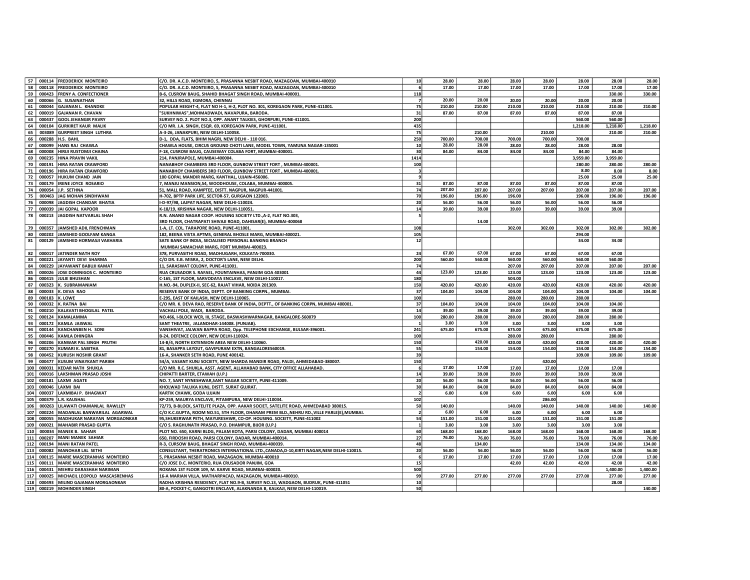| | | | | | | | | | | | |
|---|---|---|---|---|---|---|---|---|---|---|---|
| 57 | 000114 | FREDDERICK MONTEIRO | C/O. DR. A.C.D. MONTEIRO, 5, PRASANNA NESBIT ROAD, MAZAGOAN, MUMBAI-400010 | 10 | 28.00 | 28.00 | 28.00 | 28.00 | 28.00 | 28.00 | 28.00 |
| 58 | 000118 | FREDDEIRCK MONTEIRO | C/O. DR. A.C.D. MONTEIRO, 5, PRASANNA NESBIT ROAD, MAZAGOAN, MUMBAI-400010 | 6 | 17.00 | 17.00 | 17.00 | 17.00 | 17.00 | 17.00 | 17.00 |
| 59 | 000423 | FRENY A. CONFECTIONER | B-6, CUSROW BAUG, SHAHID BHAGAT SINGH ROAD, MUMBAI-400001. | 118 | | | | | | 330.00 | 330.00 |
| 60 | 000066 | G. SUSAINATHAN | 32, HILLS ROAD, EGMORA, CHENNAI | 7 | 20.00 | 20.00 | 20.00 | 20.00 | 20.00 | 20.00 | |
| 61 | 000044 | GAJANAN L. KHANDKE | POPULAR HEIGHT-4, FLAT NO H-1, H-2, PLOT NO. 301, KOREGAON PARK, PUNE-411001. | 75 | 210.00 | 210.00 | 210.00 | 210.00 | 210.00 | 210.00 | 210.00 |
| 62 | 000019 | GAJANAN R. CHAVAN | "SUKHNIWAS",MOHMADWADI, NAVAPURA, BARODA. | 31 | 87.00 | 87.00 | 87.00 | 87.00 | 87.00 | 87.00 | |
| 63 | 000437 | GOOL JEHANGIR PAVRY | SURVEY NO. 2. PLOT NO.3, OPP. ANANT TALKIES, GHORPURI, PUNE-411001. | 200 | | | | | 560.00 | 560.00 | |
| 64 | 000104 | GURKIRET KAUR MALIK | C/O MR. J.A. SINGH, ESQR. 69, KOREGAON PARK, PUNE-411001. | 435 | | | | | 1,218.00 | 1,218.00 | 1,218.00 |
| 65 | 003089 | GURPREET SINGH LUTHRA | A-3-26, JANAKPURI, NEW DELHI-110058. | 75 | | 210.00 | | 210.00 | | 210.00 | 210.00 |
| 66 | 000288 | H.S. BAHL | D-1, DDA, FLATS, BHIM NAGRI, NEW DELHI - 110 016. | 250 | 700.00 | 700.00 | 700.00 | 700.00 | 700.00 | | |
| 67 | 000099 | HANS RAJ CHAWLA | CHAWLA HOUSE, CIRCUS GROUND CHOTI LANE, MODEL TOWN, YAMUNA NAGAR-135001 | 10 | 28.00 | 28.00 | 28.00 | 28.00 | 28.00 | 28.00 | |
| 68 | 000008 | HIRIJI RUSTOMJI CHAINA | F-18, CUSROW BAUG, CAUSEWAY COLABA FORT, MUMBAI-400001. | 30 | 84.00 | 84.00 | 84.00 | 84.00 | 84.00 | 84.00 | |
| 69 | 000235 | HINA PRAVIN VAKIL | 214, PANJRAPOLE, MUMBAI-400004. | 1414 | | | | | 3,959.00 | 3,959.00 | |
| 70 | 000191 | HIRA RATAN CRAWFORD | NANABHOY CHAMBERS 3RD FLOOR, GUNBOW STREET FORT , MUMBAI-400001. | 100 | | | | | 280.00 | 280.00 | 280.00 |
| 71 | 000196 | HIRA RATAN CRAWFORD | NANABHOY CHAMBERS 3RD FLOOR, GUNBOW STREET FORT , MUMBAI-400001. | 3 | | | | | 8.00 | 8.00 | 8.00 |
| 72 | 000057 | HUKUM CHAND JAIN | 100 GOPAL MANDIR MARG, KANTHAL, UJJAIN-456006. | 9 | | | | | 25.00 | 25.00 | 25.00 |
| 73 | 000179 | IRENE JOYCE ROSARIO | 7, MANJU MANSION,54, WOODHOUSE, COLABA, MUMBAI-400005. | 31 | 87.00 | 87.00 | 87.00 | 87.00 | 87.00 | 87.00 | |
| 74 | 000054 | J.P. SETHNA | 51, MALL ROAD, KAMPTEE, DISTT. NAGPUR, NAGPUR-441001. | 74 | 207.00 | 207.00 | 207.00 | 207.00 | 207.00 | 207.00 | 207.00 |
| 75 | 000463 | JAG MOHAN SINDHWANI | H-702, BPTP PARK LIFE, SECTOR-57, GURGAON 122003. | 70 | 196.00 | 196.00 | 196.00 | | 196.00 | 196.00 | 196.00 |
| 76 | 000098 | JAGDISH CHANDAR BHATIA | I-D-97/98, LAJPAT NAGAR, NEW DELHI-110024. | 20 | 56.00 | 56.00 | 56.00 | 56.00 | 56.00 | 56.00 | |
| 77 | 000039 | JAI GOPAL KAPOOR | K-18/19, KRISHNA NAGAR, NEW DELHI-110051. | 14 | 39.00 | 39.00 | 39.00 | 39.00 | 39.00 | 39.00 | |
| 78 | 000213 | JAGDISH NATVARLAL SHAH | R.N. ANAND NAGAR COOP. HOUSING SOCIETY LTD.,A-2, FLAT NO.303, 3RD FLOOR, CHATRAPATI SHIVAJI ROAD, DAHISAR(E), MUMBAI-400068 | 5 | | 14.00 | | | | | |
| 79 | 000357 | JAMSHED ADIL FRENCHMAN | 1-A, LT. COL. TARAPORE ROAD, PUNE-411001. | 108 | | | 302.00 | 302.00 | 302.00 | 302.00 | 302.00 |
| 80 | 000202 | JAMSHED GOOLFAM KANGA | 182, BEENA VISTA APTMS, GENERAL BHOSLE MARG, MUMBAI-400021. | 105 | | | | | 294.00 | | |
| 81 | 000129 | JAMSHED HORMASJI VAKHARIA | SATE BANK OF INDIA, SECIALISED PERSONAL BANKING BRANCH MUMBAI SAMACHAR MARG, FORT MUMBAI-400023. | 12 | | | | | 34.00 | 34.00 | |
| 82 | 000017 | JATINDER NATH ROY | 378, PURVASITHI ROAD, MADHUGARH, KOLKATA-700030. | 24 | 67.00 | 67.00 | 67.00 | 67.00 | 67.00 | 67.00 | |
| 83 | 000221 | JAYANTI DEVI SHARMA | C/O DR. E.B. MISRA, 2, DOCTOR'S LANE, NEW DELHI. | 200 | 560.00 | 560.00 | 560.00 | 560.00 | 560.00 | 560.00 | |
| 84 | 000229 | JAYAWANT BABUJI KAMAT | 11, SARASWAT COLONY, PUNE-411001. | 74 | | | 207.00 | 207.00 | 207.00 | 207.00 | 207.00 |
| 85 | 000026 | JOSE DOMNIGOS C. MONTEIRO | RUA CRUSADOR S. RAFAEL, FOUNTAINHAS, PANJIM GOA 403001 | 44 | 123.00 | 123.00 | 123.00 | 123.00 | 123.00 | 123.00 | 123.00 |
| 86 | 000415 | JULIE BHUSHAN | C-165, 1ST FLOOR, SARVODAYA ENCLAVE, NEW DELHI-110017. | 180 | | | 504.00 | | | | |
| 87 | 000323 | K. SUBRAMANIAM | H.NO.-94, DUPLEX-II, SEC-62, RAJAT VIHAR, NOIDA 201309. | 150 | 420.00 | 420.00 | 420.00 | 420.00 | 420.00 | 420.00 | 420.00 |
| 88 | 000033 | K. DEVA RAO | RESERVE BANK OF INDIA, DEPTT. OF BANKING CORPN., MUMBAI. | 37 | 104.00 | 104.00 | 104.00 | 104.00 | 104.00 | 104.00 | 104.00 |
| 89 | 000183 | K. LOWE | E-295, EAST OF KAILASH, NEW DELHI-110065. | 100 | | | 280.00 | 280.00 | 280.00 | | |
| 90 | 000032 | K. RATNA BAI | C/O MR. K. DEVA RAO, RESERVE BANK OF INDIA, DEPTT., OF BANKING CORPN, MUMBAI 400001. | 37 | 104.00 | 104.00 | 104.00 | 104.00 | 104.00 | 104.00 | |
| 91 | 000210 | KALAVATI BHOGILAL PATEL | VACHALI POLE, WADI, BARODA. | 14 | 39.00 | 39.00 | 39.00 | 39.00 | 39.00 | 39.00 | |
| 92 | 000124 | KAMALAMMA | NO.466, I-BLOCK WCR, III, STAGE, BASWASHWARNAGAR, BANGALORE-560079 | 100 | 280.00 | 280.00 | 280.00 | 280.00 | 280.00 | 280.00 | |
| 93 | 000172 | KAMLA JAISWAL | SANT THEATRE, JALANDHAR-144008. (PUNJAB). | 1 | 3.00 | 3.00 | 3.00 | 3.00 | 3.00 | 3.00 | |
| 94 | 000144 | KANCHANBEN H. SONI | VANSHIVAT, JALWAN BAPPA ROAD, Opp. TELEPHONE EXCHANGE, BULSAR-396001. | 241 | 675.00 | 675.00 | 675.00 | 675.00 | 675.00 | 675.00 | |
| 95 | 000446 | KAMLA DHINGRA | B-24, DEFENCE COLONY, NEW DELHI-110024. | 100 | | | 280.00 | 280.00 | | 280.00 | |
| 96 | 000206 | KANWAR PAL SINGH PRUTHI | 14-B/4, NORTH EXTENSION AREA NEW DELHI-110060. | 150 | | 420.00 | 420.00 | 420.00 | 420.00 | 420.00 | 420.00 |
| 97 | 000270 | KUMARI K. SABITHA | 81, BASAPPA LAYOUT, GAVIPURAM EXTN, BANGALORE560019. | 55 | | 154.00 | 154.00 | 154.00 | 154.00 | 154.00 | 154.00 |
| 98 | 000452 | KURUSH NOSHIR GRANT | 16-A, SHANKER SETH ROAD, PUNE 400142. | 39 | | | | | 109.00 | 109.00 | 109.00 |
| 99 | 000477 | KUSUM VINAYKANT PARIKH | 54/A, VASANT KUNJ SOCIETY, NEW SHARDA MANDIR ROAD, PALDI, AHMEDABAD-380007. | 150 | | | | 420.00 | | | |
| 100 | 000031 | KEDAR NATH SHUKLA | C/O MR. R.C. SHUKLA, ASST. AGENT, ALLAHABAD BANK, CITY OFFICE ALLAHABAD. | 6 | 17.00 | 17.00 | 17.00 | 17.00 | 17.00 | 17.00 | |
| 101 | 000016 | LAKSHMAN PRASAD JOSHI | CHIPATTI BARTER, ETAWAH (U.P.) | 14 | 39.00 | 39.00 | 39.00 | 39.00 | 39.00 | 39.00 | |
| 102 | 000181 | LAXMI AGATE | NO. 7, SANT NYNESHWAR,SANT NAGAR SOCIETY, PUNE-411009. | 20 | 56.00 | 56.00 | 56.00 | 56.00 | 56.00 | 56.00 | |
| 103 | 000046 | LAXMI BAI | KHOLWAD TALUKA KUNJ, DISTT. SURAT GUJRAT. | 30 | 84.00 | 84.00 | 84.00 | 84.00 | 84.00 | 84.00 | |
| 104 | 000037 | LAXMIBAI P. BHAGWAT | KARTIK CHAWK, GODA UJJAIN | 2 | 6.00 | 6.00 | 6.00 | 6.00 | 6.00 | 6.00 | |
| 105 | 000379 | L.R. KAUSHAL | KP-259, MAURYA ENCLAVE, PITAMPURA, NEW DELHI-110034. | 102 | | | | 286.00 | | | |
| 106 | 000263 | LILAWATI CHAMANLAL RAWLLEY | 72/73, B-BLOCK, SATELITE PLAZA, OPP. AAKAR SOCIET, SATELITE ROAD, AHMEDABAD 380015. | 50 | 140.00 | | 140.00 | 140.00 | 140.00 | 140.00 | 140.00 |
| 107 | 000224 | MADANLAL BANWARILAL AGARWAL | C/O K.C.GUPTA, ROOM NO.51, 5TH FLOOR, DHARAM PREM BLD.,NEHRU RD.,VILLE PARLE(E),MUMBAI. | 2 | 6.00 | 6.00 | 6.00 | 6.00 | 6.00 | 6.00 | |
| 108 | 000055 | MADHUKAR NARAYAN MORGAONKAR | 95,SHUKERWAR PETH, MAYURESHWR, CO-OP. HOUSING. SOCEITY, PUNE-411002 | 54 | 151.00 | 151.00 | 151.00 | 151.00 | 151.00 | 151.00 | |
| 109 | 000021 | MAHABIR PRASAD GUPTA | C/O S. RAGHUNATH PRASAD, P.O. DHAMPUR, BIJOR (U.P.) | 1 | 3.00 | 3.00 | 3.00 | 3.00 | 3.00 | 3.00 | |
| 110 | 000034 | MANEK B. SAHAIR | PLOT NO. 650, KARNI BLDG, PALAM KOTA, PARSI COLONY, DADAR, MUMBAI 400014 | 60 | 168.00 | 168.00 | 168.00 | 168.00 | 168.00 | 168.00 | 168.00 |
| 111 | 000207 | MANI MANEK SAHIAR | 650, FIRDOSHI ROAD, PARSI COLONY, DADAR, MUMBAI-400014. | 27 | 76.00 | 76.00 | 76.00 | 76.00 | 76.00 | 76.00 | 76.00 |
| 112 | 000194 | MANI RATAN PATEL | R-3, CURSOW BAUG, BHAGAT SINGH ROAD, MUMBAI-400039. | 48 | | 134.00 | | | 134.00 | 134.00 | 134.00 |
| 113 | 000082 | MANOHAR LAL SETHI | CONSULTANT, THERATRONICS INTERNATIONAL LTD.,CANADA,D-10,KIRTI NAGAR,NEW DELHI-110015. | 20 | 56.00 | 56.00 | 56.00 | 56.00 | 56.00 | 56.00 | 56.00 |
| 114 | 000115 | MARIE MASCERANHAS MONTEIRO | 5, PRASANNA NESBIT ROAD, MAZAGOAN, MUMBAI-400010 | 6 | 17.00 | 17.00 | 17.00 | 17.00 | 17.00 | 17.00 | 17.00 |
| 115 | 000111 | MARIE MASCERANHAS MONTEIRO | C/O JOSE D.C. MONTERIO, RUA CRUSADOR PANJIM, GOA | 15 | | | 42.00 | 42.00 | 42.00 | 42.00 | 42.00 |
| 116 | 000431 | MEHRU DARASHAH NARIMAN | ROXANA 1ST FLOOR 109, M. KARVE ROAD, MUMBAI-400020. | 500 | | | | | | 1,400.00 | 1,400.00 |
| 117 | 000025 | MICHAEIL LEOPOLD MASCASRENHAS | 16-A MARIAN VILLA, MATHARPACAD, MAZAGAON, MUMBAI-400010. | 99 | 277.00 | 277.00 | 277.00 | 277.00 | 277.00 | 277.00 | 277.00 |
| 118 | 000493 | MILIND GAJANAN MORGAONKAR | RADHA KRISHNA RESIDENCY, FLAT NO.9-B, SURVEY NO.13, WADGAON, BUDRUK, PUNE-411051 | 10 | | | | | | 28.00 | |
| 119 | 000219 | MOHINDER SINGH | 80-A, POCKET-C, GANGOTRI ENCLAVE, ALAKNANDA B, KALKAJI, NEW DELHI-110019. | 50 | | | | | | | 140.00 |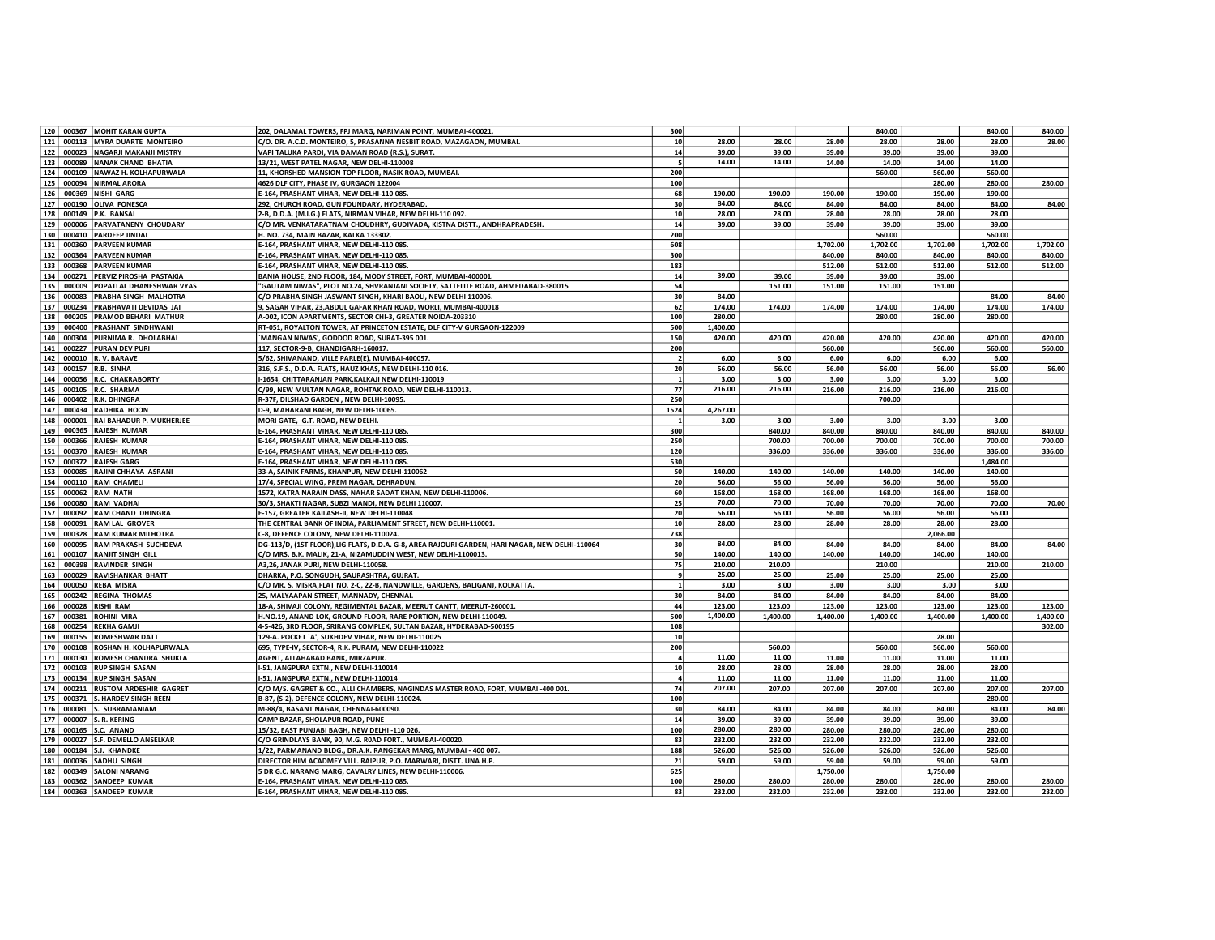| | | | | | | | | | | | |
|---|---|---|---|---|---|---|---|---|---|---|---|
| 120 | 000367 | MOHIT KARAN GUPTA | 202, DALAMAL TOWERS, FPJ MARG, NARIMAN POINT, MUMBAI-400021. | 300 | | | | 840.00 | | 840.00 | 840.00 |
| 121 | 000113 | MYRA DUARTE MONTEIRO | C/O. DR. A.C.D. MONTEIRO, 5, PRASANNA NESBIT ROAD, MAZAGAON, MUMBAI. | 10 | 28.00 | 28.00 | 28.00 | 28.00 | 28.00 | 28.00 | 28.00 |
| 122 | 000023 | NAGARJI MAKANJI MISTRY | VAPI TALUKA PARDI, VIA DAMAN ROAD (R.S.), SURAT. | 14 | 39.00 | 39.00 | 39.00 | 39.00 | 39.00 | 39.00 | |
| 123 | 000089 | NANAK CHAND BHATIA | 13/21, WEST PATEL NAGAR, NEW DELHI-110008 | 5 | 14.00 | 14.00 | 14.00 | 14.00 | 14.00 | 14.00 | |
| 124 | 000109 | NAWAZ H. KOLHAPURWALA | 11, KHORSHED MANSION TOP FLOOR, NASIK ROAD, MUMBAI. | 200 | | | | 560.00 | 560.00 | 560.00 | |
| 125 | 000094 | NIRMAL ARORA | 4626 DLF CITY, PHASE IV, GURGAON 122004 | 100 | | | | | 280.00 | 280.00 | 280.00 |
| 126 | 000369 | NISHI GARG | E-164, PRASHANT VIHAR, NEW DELHI-110 085. | 68 | 190.00 | 190.00 | 190.00 | 190.00 | 190.00 | 190.00 | |
| 127 | 000190 | OLIVA FONESCA | 292, CHURCH ROAD, GUN FOUNDARY, HYDERABAD. | 30 | 84.00 | 84.00 | 84.00 | 84.00 | 84.00 | 84.00 | 84.00 |
| 128 | 000149 | P.K. BANSAL | 2-B, D.D.A. (M.I.G.) FLATS, NIRMAN VIHAR, NEW DELHI-110 092. | 10 | 28.00 | 28.00 | 28.00 | 28.00 | 28.00 | 28.00 | |
| 129 | 000006 | PARVATANENY CHOUDARY | C/O MR. VENKATARATNAM CHOUDHRY, GUDIVADA, KISTNA DISTT., ANDHRAPRADESH. | 14 | 39.00 | 39.00 | 39.00 | 39.00 | 39.00 | 39.00 | |
| 130 | 000410 | PARDEEP JINDAL | H. NO. 734, MAIN BAZAR, KALKA 133302. | 200 | | | | 560.00 | | 560.00 | |
| 131 | 000360 | PARVEEN KUMAR | E-164, PRASHANT VIHAR, NEW DELHI-110 085. | 608 | | | 1,702.00 | 1,702.00 | 1,702.00 | 1,702.00 | 1,702.00 |
| 132 | 000364 | PARVEEN KUMAR | E-164, PRASHANT VIHAR, NEW DELHI-110 085. | 300 | | | 840.00 | 840.00 | 840.00 | 840.00 | 840.00 |
| 133 | 000368 | PARVEEN KUMAR | E-164, PRASHANT VIHAR, NEW DELHI-110 085. | 183 | | | 512.00 | 512.00 | 512.00 | 512.00 | 512.00 |
| 134 | 000271 | PERVIZ PIROSHA PASTAKIA | BANIA HOUSE, 2ND FLOOR, 184, MODY STREET, FORT, MUMBAI-400001. | 14 | 39.00 | 39.00 | 39.00 | 39.00 | 39.00 | | |
| 135 | 000009 | POPATLAL DHANESHWAR VYAS | "GAUTAM NIWAS", PLOT NO.24, SHVRANJANI SOCIETY, SATTELITE ROAD, AHMEDABAD-380015 | 54 | | 151.00 | 151.00 | 151.00 | 151.00 | | |
| 136 | 000083 | PRABHA SINGH MALHOTRA | C/O PRABHA SINGH JASWANT SINGH, KHARI BAOLI, NEW DELHI 110006. | 30 | 84.00 | | | | | 84.00 | 84.00 |
| 137 | 000234 | PRABHAVATI DEVIDAS JAI | 9, SAGAR VIHAR, 23,ABDUL GAFAR KHAN ROAD, WORLI, MUMBAI-400018 | 62 | 174.00 | 174.00 | 174.00 | 174.00 | 174.00 | 174.00 | 174.00 |
| 138 | 000205 | PRAMOD BEHARI MATHUR | A-002, ICON APARTMENTS, SECTOR CHI-3, GREATER NOIDA-203310 | 100 | 280.00 | | | 280.00 | 280.00 | 280.00 | |
| 139 | 000400 | PRASHANT SINDHWANI | RT-051, ROYALTON TOWER, AT PRINCETON ESTATE, DLF CITY-V GURGAON-122009 | 500 | 1,400.00 | | | | | | |
| 140 | 000304 | PURNIMA R. DHOLABHAI | `MANGAN NIWAS', GODDOD ROAD, SURAT-395 001. | 150 | 420.00 | 420.00 | 420.00 | 420.00 | 420.00 | 420.00 | 420.00 |
| 141 | 000227 | PURAN DEV PURI | 117, SECTOR-9-B, CHANDIGARH-160017. | 200 | | | 560.00 | | 560.00 | 560.00 | 560.00 |
| 142 | 000010 | R. V. BARAVE | 5/62, SHIVANAND, VILLE PARLE(E), MUMBAI-400057. | 2 | 6.00 | 6.00 | 6.00 | 6.00 | 6.00 | 6.00 | |
| 143 | 000157 | R.B. SINHA | 316, S.F.S., D.D.A. FLATS, HAUZ KHAS, NEW DELHI-110 016. | 20 | 56.00 | 56.00 | 56.00 | 56.00 | 56.00 | 56.00 | 56.00 |
| 144 | 000056 | R.C. CHAKRABORTY | I-1654, CHITTARANJAN PARK,KALKAJI NEW DELHI-110019 | 1 | 3.00 | 3.00 | 3.00 | 3.00 | 3.00 | 3.00 | |
| 145 | 000105 | R.C. SHARMA | C/99, NEW MULTAN NAGAR, ROHTAK ROAD, NEW DELHI-110013. | 77 | 216.00 | 216.00 | 216.00 | 216.00 | 216.00 | 216.00 | |
| 146 | 000402 | R.K. DHINGRA | R-37F, DILSHAD GARDEN , NEW DELHI-10095. | 250 | | | | 700.00 | | | |
| 147 | 000434 | RADHIKA HOON | D-9, MAHARANI BAGH, NEW DELHI-10065. | 1524 | 4,267.00 | | | | | | |
| 148 | 000001 | RAI BAHADUR P. MUKHERJEE | MORI GATE, G.T. ROAD, NEW DELHI. | 1 | 3.00 | 3.00 | 3.00 | 3.00 | 3.00 | 3.00 | |
| 149 | 000365 | RAJESH KUMAR | E-164, PRASHANT VIHAR, NEW DELHI-110 085. | 300 | | 840.00 | 840.00 | 840.00 | 840.00 | 840.00 | 840.00 |
| 150 | 000366 | RAJESH KUMAR | E-164, PRASHANT VIHAR, NEW DELHI-110 085. | 250 | | 700.00 | 700.00 | 700.00 | 700.00 | 700.00 | 700.00 |
| 151 | 000370 | RAJESH KUMAR | E-164, PRASHANT VIHAR, NEW DELHI-110 085. | 120 | | 336.00 | 336.00 | 336.00 | 336.00 | 336.00 | 336.00 |
| 152 | 000372 | RAJESH GARG | E-164, PRASHANT VIHAR, NEW DELHI-110 085. | 530 | | | | | | 1,484.00 | |
| 153 | 000085 | RAJINI CHHAYA ASRANI | 33-A, SAINIK FARMS, KHANPUR, NEW DELHI-110062 | 50 | 140.00 | 140.00 | 140.00 | 140.00 | 140.00 | 140.00 | |
| 154 | 000110 | RAM CHAMELI | 17/4, SPECIAL WING, PREM NAGAR, DEHRADUN. | 20 | 56.00 | 56.00 | 56.00 | 56.00 | 56.00 | 56.00 | |
| 155 | 000062 | RAM NATH | 1572, KATRA NARAIN DASS, NAHAR SADAT KHAN, NEW DELHI-110006. | 60 | 168.00 | 168.00 | 168.00 | 168.00 | 168.00 | 168.00 | |
| 156 | 000080 | RAM VADHAI | 30/3, SHAKTI NAGAR, SUBZI MANDI, NEW DELHI 110007. | 25 | 70.00 | 70.00 | 70.00 | 70.00 | 70.00 | 70.00 | 70.00 |
| 157 | 000092 | RAM CHAND DHINGRA | E-157, GREATER KAILASH-II, NEW DELHI-110048 | 20 | 56.00 | 56.00 | 56.00 | 56.00 | 56.00 | 56.00 | |
| 158 | 000091 | RAM LAL GROVER | THE CENTRAL BANK OF INDIA, PARLIAMENT STREET, NEW DELHI-110001. | 10 | 28.00 | 28.00 | 28.00 | 28.00 | 28.00 | 28.00 | |
| 159 | 000328 | RAM KUMAR MILHOTRA | C-8, DEFENCE COLONY, NEW DELHI-110024. | 738 | | | | | 2,066.00 | | |
| 160 | 000095 | RAM PRAKASH SUCHDEVA | DG-113/D, (1ST FLOOR),LIG FLATS, D.D.A. G-8, AREA RAJOURI GARDEN, HARI NAGAR, NEW DELHI-110064 | 30 | 84.00 | 84.00 | 84.00 | 84.00 | 84.00 | 84.00 | 84.00 |
| 161 | 000107 | RANJIT SINGH GILL | C/O MRS. B.K. MALIK, 21-A, NIZAMUDDIN WEST, NEW DELHI-1100013. | 50 | 140.00 | 140.00 | 140.00 | 140.00 | 140.00 | 140.00 | |
| 162 | 000398 | RAVINDER SINGH | A3,26, JANAK PURI, NEW DELHI-110058. | 75 | 210.00 | 210.00 | | 210.00 | | 210.00 | 210.00 |
| 163 | 000029 | RAVISHANKAR BHATT | DHARKA, P.O. SONGUDH, SAURASHTRA, GUJRAT. | 9 | 25.00 | 25.00 | 25.00 | 25.00 | 25.00 | 25.00 | |
| 164 | 000050 | REBA MISRA | C/O MR. S. MISRA,FLAT NO. 2-C, 22-B, NANDWILLE, GARDENS, BALIGANJ, KOLKATTA. | 1 | 3.00 | 3.00 | 3.00 | 3.00 | 3.00 | 3.00 | |
| 165 | 000242 | REGINA THOMAS | 25, MALYAAPAN STREET, MANNADY, CHENNAI. | 30 | 84.00 | 84.00 | 84.00 | 84.00 | 84.00 | 84.00 | |
| 166 | 000028 | RISHI RAM | 18-A, SHIVAJI COLONY, REGIMENTAL BAZAR, MEERUT CANTT, MEERUT-260001. | 44 | 123.00 | 123.00 | 123.00 | 123.00 | 123.00 | 123.00 | 123.00 |
| 167 | 000381 | ROHINI VIRA | H.NO.19, ANAND LOK, GROUND FLOOR, RARE PORTION, NEW DELHI-110049. | 500 | 1,400.00 | 1,400.00 | 1,400.00 | 1,400.00 | 1,400.00 | 1,400.00 | 1,400.00 |
| 168 | 000254 | REKHA GAMJI | 4-5-426, 3RD FLOOR, SRIRANG COMPLEX, SULTAN BAZAR, HYDERABAD-500195 | 108 | | | | | | | 302.00 |
| 169 | 000155 | ROMESHWAR DATT | 129-A. POCKET `A', SUKHDEV VIHAR, NEW DELHI-110025 | 10 | | | | | 28.00 | | |
| 170 | 000108 | ROSHAN H. KOLHAPURWALA | 695, TYPE-IV, SECTOR-4, R.K. PURAM, NEW DELHI-110022 | 200 | | 560.00 | | 560.00 | 560.00 | 560.00 | |
| 171 | 000130 | ROMESH CHANDRA SHUKLA | AGENT, ALLAHABAD BANK, MIRZAPUR. | 4 | 11.00 | 11.00 | 11.00 | 11.00 | 11.00 | 11.00 | |
| 172 | 000103 | RUP SINGH SASAN | I-51, JANGPURA EXTN., NEW DELHI-110014 | 10 | 28.00 | 28.00 | 28.00 | 28.00 | 28.00 | 28.00 | |
| 173 | 000134 | RUP SINGH SASAN | I-51, JANGPURA EXTN., NEW DELHI-110014 | 4 | 11.00 | 11.00 | 11.00 | 11.00 | 11.00 | 11.00 | |
| 174 | 000211 | RUSTOM ARDESHIR GAGRET | C/O M/S. GAGRET & CO., ALLI CHAMBERS, NAGINDAS MASTER ROAD, FORT, MUMBAI -400 001. | 74 | 207.00 | 207.00 | 207.00 | 207.00 | 207.00 | 207.00 | 207.00 |
| 175 | 000371 | S. HARDEV SINGH REEN | B-87, (S-2), DEFENCE COLONY, NEW DELHI-110024. | 100 | | | | | | 280.00 | |
| 176 | 000081 | S. SUBRAMANIAM | M-88/4, BASANT NAGAR, CHENNAI-600090. | 30 | 84.00 | 84.00 | 84.00 | 84.00 | 84.00 | 84.00 | 84.00 |
| 177 | 000007 | S. R. KERING | CAMP BAZAR, SHOLAPUR ROAD, PUNE | 14 | 39.00 | 39.00 | 39.00 | 39.00 | 39.00 | 39.00 | |
| 178 | 000165 | S.C. ANAND | 15/32, EAST PUNJABI BAGH, NEW DELHI -110 026. | 100 | 280.00 | 280.00 | 280.00 | 280.00 | 280.00 | 280.00 | |
| 179 | 000027 | S.F. DEMELLO ANSELKAR | C/O GRINDLAYS BANK, 90, M.G. R0AD FORT., MUMBAI-400020. | 83 | 232.00 | 232.00 | 232.00 | 232.00 | 232.00 | 232.00 | |
| 180 | 000184 | S.J. KHANDKE | 1/22, PARMANAND BLDG., DR.A.K. RANGEKAR MARG, MUMBAI - 400 007. | 188 | 526.00 | 526.00 | 526.00 | 526.00 | 526.00 | 526.00 | |
| 181 | 000036 | SADHU SINGH | DIRECTOR HIM ACADMEY VILL. RAIPUR, P.O. MARWARI, DISTT. UNA H.P. | 21 | 59.00 | 59.00 | 59.00 | 59.00 | 59.00 | 59.00 | |
| 182 | 000349 | SALONI NARANG | 5 DR G.C. NARANG MARG, CAVALRY LINES, NEW DELHI-110006. | 625 | | | 1,750.00 | | 1,750.00 | | |
| 183 | 000362 | SANDEEP KUMAR | E-164, PRASHANT VIHAR, NEW DELHI-110 085. | 100 | 280.00 | 280.00 | 280.00 | 280.00 | 280.00 | 280.00 | 280.00 |
| 184 | 000363 | SANDEEP KUMAR | E-164, PRASHANT VIHAR, NEW DELHI-110 085. | 83 | 232.00 | 232.00 | 232.00 | 232.00 | 232.00 | 232.00 | 232.00 |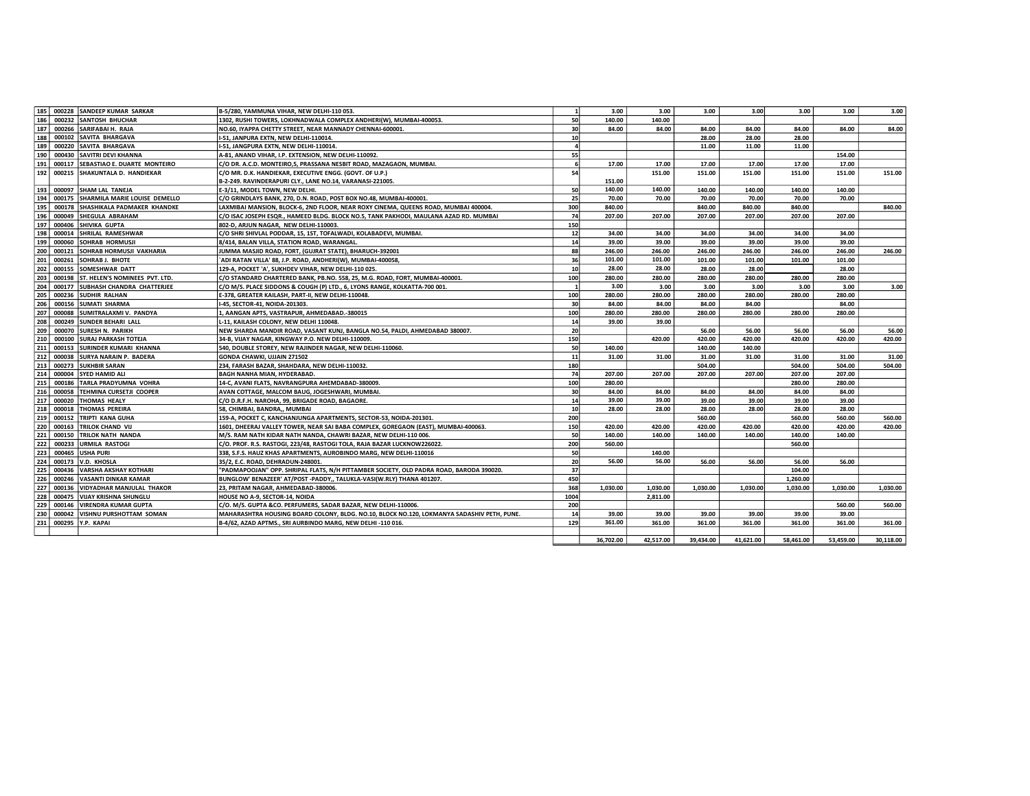| | | | | | | | | | | | |
|---|---|---|---|---|---|---|---|---|---|---|---|
| 185 | 000228 | SANDEEP KUMAR SARKAR | B-5/280, YAMMUNA VIHAR, NEW DELHI-110 053. | 1 | 3.00 | 3.00 | 3.00 | 3.00 | 3.00 | 3.00 | 3.00 |
| 186 | 000232 | SANTOSH BHUCHAR | 1302, RUSHI TOWERS, LOKHNADWALA COMPLEX ANDHERI(W), MUMBAI-400053. | 50 | 140.00 | 140.00 | | | | | |
| 187 | 000266 | SARIFABAI H. RAJA | NO.60, IYAPPA CHETTY STREET, NEAR MANNADY CHENNAI-600001. | 30 | 84.00 | 84.00 | 84.00 | 84.00 | 84.00 | 84.00 | 84.00 |
| 188 | 000102 | SAVITA BHARGAVA | I-51, JANPURA EXTN, NEW DELHI-110014. | 10 | | | 28.00 | 28.00 | 28.00 | | |
| 189 | 000220 | SAVITA BHARGAVA | I-51, JANGPURA EXTN, NEW DELHI-110014. | 4 | | | 11.00 | 11.00 | 11.00 | | |
| 190 | 000430 | SAVITRI DEVI KHANNA | A-81, ANAND VIHAR, I.P. EXTENSION, NEW DELHI-110092. | 55 | | | | | | 154.00 | |
| 191 | 000117 | SEBASTIAO E. DUARTE MONTEIRO | C/O DR. A.C.D. MONTEIRO,5, PRASSANA NESBIT ROAD, MAZAGAON, MUMBAI. | 6 | 17.00 | 17.00 | 17.00 | 17.00 | 17.00 | 17.00 | |
| 192 | 000215 | SHAKUNTALA D. HANDIEKAR | C/O MR. D.K. HANDIEKAR, EXECUTIVE ENGG. (GOVT. OF U.P.) B-2-249. RAVINDERAPURI CLY., LANE NO.14, VARANASI-221005. | 54 | 151.00 | 151.00 | 151.00 | 151.00 | 151.00 | 151.00 | 151.00 |
| 193 | 000097 | SHAM LAL TANEJA | E-3/11, MODEL TOWN, NEW DELHI. | 50 | 140.00 | 140.00 | 140.00 | 140.00 | 140.00 | 140.00 | |
| 194 | 000175 | SHARMILA MARIE LOUISE DEMELLO | C/O GRINDLAYS BANK, 270, D.N. ROAD, POST BOX NO.48, MUMBAI-400001. | 25 | 70.00 | 70.00 | 70.00 | 70.00 | 70.00 | 70.00 | |
| 195 | 000178 | SHASHIKALA PADMAKER KHANDKE | LAXMIBAI MANSION, BLOCK-6, 2ND FLOOR, NEAR ROXY CINEMA, QUEENS ROAD, MUMBAI 400004. | 300 | 840.00 | | 840.00 | 840.00 | 840.00 | | 840.00 |
| 196 | 000049 | SHEGULA ABRAHAM | C/O ISAC JOSEPH ESQR., HAMEED BLDG. BLOCK NO.5, TANK PAKHODI, MAULANA AZAD RD. MUMBAI | 74 | 207.00 | 207.00 | 207.00 | 207.00 | 207.00 | 207.00 | |
| 197 | 000406 | SHIVIKA GUPTA | 802-D, ARJUN NAGAR, NEW DELHI-110003. | 150 | | | | | | | |
| 198 | 000014 | SHRILAL RAMESHWAR | C/O SHRI SHIVLAL PODDAR, 15, 1ST, TOFALWADI, KOLABADEVI, MUMBAI. | 12 | 34.00 | 34.00 | 34.00 | 34.00 | 34.00 | 34.00 | |
| 199 | 000060 | SOHRAB HORMUSJI | 8/414, BALAN VILLA, STATION ROAD, WARANGAL. | 14 | 39.00 | 39.00 | 39.00 | 39.00 | 39.00 | 39.00 | |
| 200 | 000121 | SOHRAB HORMUSJI VAKHARIA | JUMMA MASJID ROAD, FORT, (GUJRAT STATE), BHARUCH-392001 | 88 | 246.00 | 246.00 | 246.00 | 246.00 | 246.00 | 246.00 | 246.00 |
| 201 | 000261 | SOHRAB J. BHOTE | `ADI RATAN VILLA' 88, J.P. ROAD, ANDHERI(W), MUMBAI-400058, | 36 | 101.00 | 101.00 | 101.00 | 101.00 | 101.00 | 101.00 | |
| 202 | 000155 | SOMESHWAR DATT | 129-A, POCKET 'A', SUKHDEV VIHAR, NEW DELHI-110 025. | 10 | 28.00 | 28.00 | 28.00 | 28.00 | | 28.00 | |
| 203 | 000198 | ST. HELEN'S NOMINEES PVT. LTD. | C/O STANDARD CHARTERED BANK, PB.NO. 558, 25, M.G. ROAD, FORT, MUMBAI-400001. | 100 | 280.00 | 280.00 | 280.00 | 280.00 | 280.00 | 280.00 | |
| 204 | 000177 | SUBHASH CHANDRA CHATTERJEE | C/O M/S. PLACE SIDDONS & COUGH (P) LTD., 6, LYONS RANGE, KOLKATTA-700 001. | 1 | 3.00 | 3.00 | 3.00 | 3.00 | 3.00 | 3.00 | 3.00 |
| 205 | 000236 | SUDHIR RALHAN | E-378, GREATER KAILASH, PART-II, NEW DELHI-110048. | 100 | 280.00 | 280.00 | 280.00 | 280.00 | 280.00 | 280.00 | |
| 206 | 000156 | SUMATI SHARMA | I-45, SECTOR-41, NOIDA-201303. | 30 | 84.00 | 84.00 | 84.00 | 84.00 | | 84.00 | |
| 207 | 000088 | SUMITRALAXMI V. PANDYA | 1, AANGAN APTS, VASTRAPUR, AHMEDABAD.-380015 | 100 | 280.00 | 280.00 | 280.00 | 280.00 | 280.00 | 280.00 | |
| 208 | 000249 | SUNDER BEHARI LALL | L-11, KAILASH COLONY, NEW DELHI 110048. | 14 | 39.00 | 39.00 | | | | | |
| 209 | 000070 | SURESH N. PARIKH | NEW SHARDA MANDIR ROAD, VASANT KUNJ, BANGLA NO.54, PALDI, AHMEDABAD 380007. | 20 | | | 56.00 | 56.00 | 56.00 | 56.00 | 56.00 |
| 210 | 000100 | SURAJ PARKASH TOTEJA | 34-B, VIJAY NAGAR, KINGWAY P.O. NEW DELHI-110009. | 150 | | 420.00 | 420.00 | 420.00 | 420.00 | 420.00 | 420.00 |
| 211 | 000153 | SURINDER KUMARI KHANNA | 540, DOUBLE STOREY, NEW RAJINDER NAGAR, NEW DELHI-110060. | 50 | 140.00 | | 140.00 | 140.00 | | | |
| 212 | 000038 | SURYA NARAIN P. BADERA | GONDA CHAWKI, UJJAIN 271502 | 11 | 31.00 | 31.00 | 31.00 | 31.00 | 31.00 | 31.00 | 31.00 |
| 213 | 000273 | SUKHBIR SARAN | 234, FARASH BAZAR, SHAHDARA, NEW DELHI-110032. | 180 | | | 504.00 | | 504.00 | 504.00 | 504.00 |
| 214 | 000004 | SYED HAMID ALI | BAGH NANHA MIAN, HYDERABAD. | 74 | 207.00 | 207.00 | 207.00 | 207.00 | 207.00 | 207.00 | |
| 215 | 000186 | TARLA PRADYUMNA VOHRA | 14-C, AVANI FLATS, NAVRANGPURA AHEMDABAD-380009. | 100 | 280.00 | | | | 280.00 | 280.00 | |
| 216 | 000058 | TEHMINA CURSETJI COOPER | AVAN COTTAGE, MALCOM BAUG, JOGESHWARI, MUMBAI. | 30 | 84.00 | 84.00 | 84.00 | 84.00 | 84.00 | 84.00 | |
| 217 | 000020 | THOMAS HEALY | C/O D.R.F.H. NAROHA, 99, BRIGADE ROAD, BAGAORE. | 14 | 39.00 | 39.00 | 39.00 | 39.00 | 39.00 | 39.00 | |
| 218 | 000018 | THOMAS PEREIRA | 58, CHIMBAI, BANDRA,, MUMBAI | 10 | 28.00 | 28.00 | 28.00 | 28.00 | 28.00 | 28.00 | |
| 219 | 000152 | TRIPTI KANA GUHA | 159-A, POCKET C, KANCHANJUNGA APARTMENTS, SECTOR-53, NOIDA-201301. | 200 | | | 560.00 | | 560.00 | 560.00 | 560.00 |
| 220 | 000163 | TRILOK CHAND VIJ | 1601, DHEERAJ VALLEY TOWER, NEAR SAI BABA COMPLEX, GOREGAON (EAST), MUMBAI-400063. | 150 | 420.00 | 420.00 | 420.00 | 420.00 | 420.00 | 420.00 | 420.00 |
| 221 | 000150 | TRILOK NATH NANDA | M/S. RAM NATH KIDAR NATH NANDA, CHAWRI BAZAR, NEW DELHI-110 006. | 50 | 140.00 | 140.00 | 140.00 | 140.00 | 140.00 | 140.00 | |
| 222 | 000233 | URMILA RASTOGI | C/O. PROF. R.S. RASTOGI, 223/48, RASTOGI TOLA, RAJA BAZAR LUCKNOW226022. | 200 | 560.00 | | | | 560.00 | | |
| 223 | 000465 | USHA PURI | 338, S.F.S. HAUZ KHAS APARTMENTS, AUROBINDO MARG, NEW DELHI-110016 | 50 | | 140.00 | | | | | |
| 224 | 000173 | V.D. KHOSLA | 35/2, E.C. ROAD, DEHRADUN-248001. | 20 | 56.00 | 56.00 | 56.00 | 56.00 | 56.00 | 56.00 | |
| 225 | 000436 | VARSHA AKSHAY KOTHARI | "PADMAPOOJAN" OPP. SHRIPAL FLATS, N/H PITTAMBER SOCIETY, OLD PADRA ROAD, BARODA 390020. | 37 | | | | | 104.00 | | |
| 226 | 000246 | VASANTI DINKAR KAMAR | BUNGLOW' BENAZEER' AT/POST -PADDY,, TALUKLA-VASI(W.RLY) THANA 401207. | 450 | | | | | 1,260.00 | | |
| 227 | 000136 | VIDYADHAR MANJULAL THAKOR | 23, PRITAM NAGAR, AHMEDABAD-380006. | 368 | 1,030.00 | 1,030.00 | 1,030.00 | 1,030.00 | 1,030.00 | 1,030.00 | 1,030.00 |
| 228 | 000475 | VIJAY KRISHNA SHUNGLU | HOUSE NO A-9, SECTOR-14, NOIDA | 1004 | | 2,811.00 | | | | | |
| 229 | 000146 | VIRENDRA KUMAR GUPTA | C/O. M/S. GUPTA &CO. PERFUMERS, SADAR BAZAR, NEW DELHI-110006. | 200 | | | | | | 560.00 | 560.00 |
| 230 | 000042 | VISHNU PURSHOTTAM SOMAN | MAHARASHTRA HOUSING BOARD COLONY, BLDG. NO.10, BLOCK NO.120, LOKMANYA SADASHIV PETH, PUNE. | 14 | 39.00 | 39.00 | 39.00 | 39.00 | 39.00 | 39.00 | |
| 231 | 000295 | Y.P. KAPAI | B-4/62, AZAD APTMS., SRI AURBINDO MARG, NEW DELHI -110 016. | 129 | 361.00 | 361.00 | 361.00 | 361.00 | 361.00 | 361.00 | 361.00 |
| | | | | | 36,702.00 | 42,517.00 | 39,434.00 | 41,621.00 | 58,461.00 | 53,459.00 | 30,118.00 |